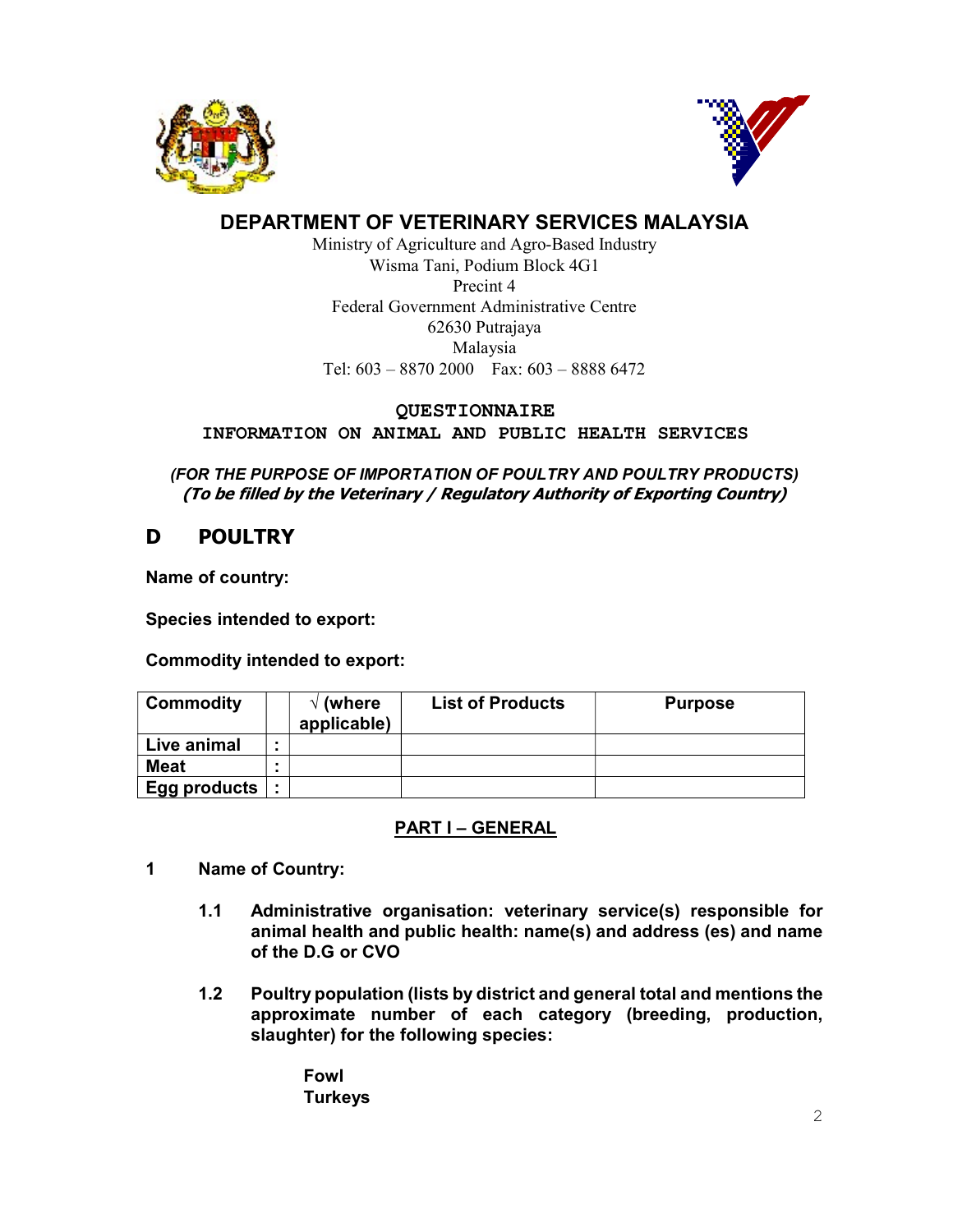# DEPARTMENT OF VETERINARY SERVICES MALAYSIA

Ministry of Agriculture and Agro-Based Industry
Wisma Tani, Podium Block 4G1
Precint 4
Federal Government Administrative Centre
62630 Putrajaya
Malaysia
Tel: 603 – 8870 2000 Fax: 603 – 8888 6472

**QUESTIONNAIRE**
**INFORMATION ON ANIMAL AND PUBLIC HEALTH SERVICES**

***(FOR THE PURPOSE OF IMPORTATION OF POULTRY AND POULTRY PRODUCTS)***
***(To be filled by the Veterinary / Regulatory Authority of Exporting Country)***

## D POULTRY

**Name of country:**

**Species intended to export:**

**Commodity intended to export:**

| Commodity | | √ (where applicable) | List of Products | Purpose |
|---|---|---|---|---|
| Live animal | : | | | |
| Meat | : | | | |
| Egg products | : | | | |

## PART I – GENERAL

**1 Name of Country:**

**1.1 Administrative organisation: veterinary service(s) responsible for animal health and public health: name(s) and address (es) and name of the D.G or CVO**

**1.2 Poultry population (lists by district and general total and mentions the approximate number of each category (breeding, production, slaughter) for the following species:**

**Fowl**
**Turkeys**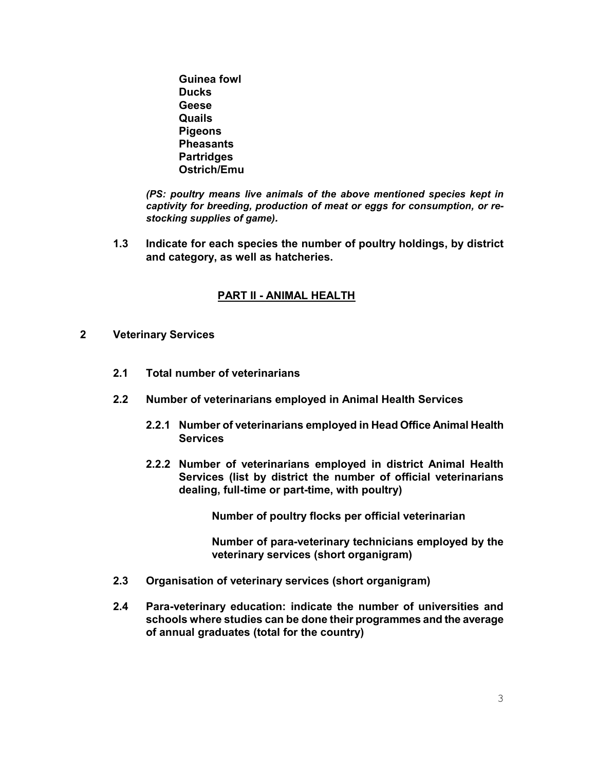**Guinea fowl**
**Ducks**
**Geese**
**Quails**
**Pigeons**
**Pheasants**
**Partridges**
**Ostrich/Emu**

***(PS: poultry means live animals of the above mentioned species kept in captivity for breeding, production of meat or eggs for consumption, or re-stocking supplies of game).***

**1.3 Indicate for each species the number of poultry holdings, by district and category, as well as hatcheries.**

## PART II - ANIMAL HEALTH

### 2 Veterinary Services

**2.1 Total number of veterinarians**

**2.2 Number of veterinarians employed in Animal Health Services**

**2.2.1 Number of veterinarians employed in Head Office Animal Health Services**

**2.2.2 Number of veterinarians employed in district Animal Health Services (list by district the number of official veterinarians dealing, full-time or part-time, with poultry)**

**Number of poultry flocks per official veterinarian**

**Number of para-veterinary technicians employed by the veterinary services (short organigram)**

**2.3 Organisation of veterinary services (short organigram)**

**2.4 Para-veterinary education: indicate the number of universities and schools where studies can be done their programmes and the average of annual graduates (total for the country)**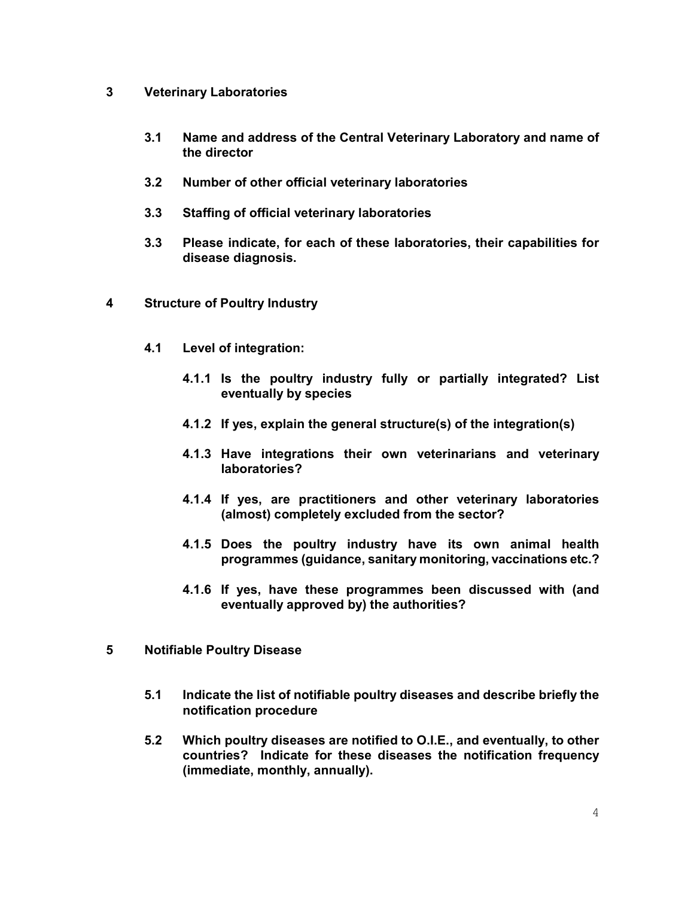## 3 Veterinary Laboratories

**3.1 Name and address of the Central Veterinary Laboratory and name of the director**

**3.2 Number of other official veterinary laboratories**

**3.3 Staffing of official veterinary laboratories**

**3.3 Please indicate, for each of these laboratories, their capabilities for disease diagnosis.**

## 4 Structure of Poultry Industry

### 4.1 Level of integration:

**4.1.1 Is the poultry industry fully or partially integrated? List eventually by species**

**4.1.2 If yes, explain the general structure(s) of the integration(s)**

**4.1.3 Have integrations their own veterinarians and veterinary laboratories?**

**4.1.4 If yes, are practitioners and other veterinary laboratories (almost) completely excluded from the sector?**

**4.1.5 Does the poultry industry have its own animal health programmes (guidance, sanitary monitoring, vaccinations etc.?**

**4.1.6 If yes, have these programmes been discussed with (and eventually approved by) the authorities?**

## 5 Notifiable Poultry Disease

**5.1 Indicate the list of notifiable poultry diseases and describe briefly the notification procedure**

**5.2 Which poultry diseases are notified to O.I.E., and eventually, to other countries? Indicate for these diseases the notification frequency (immediate, monthly, annually).**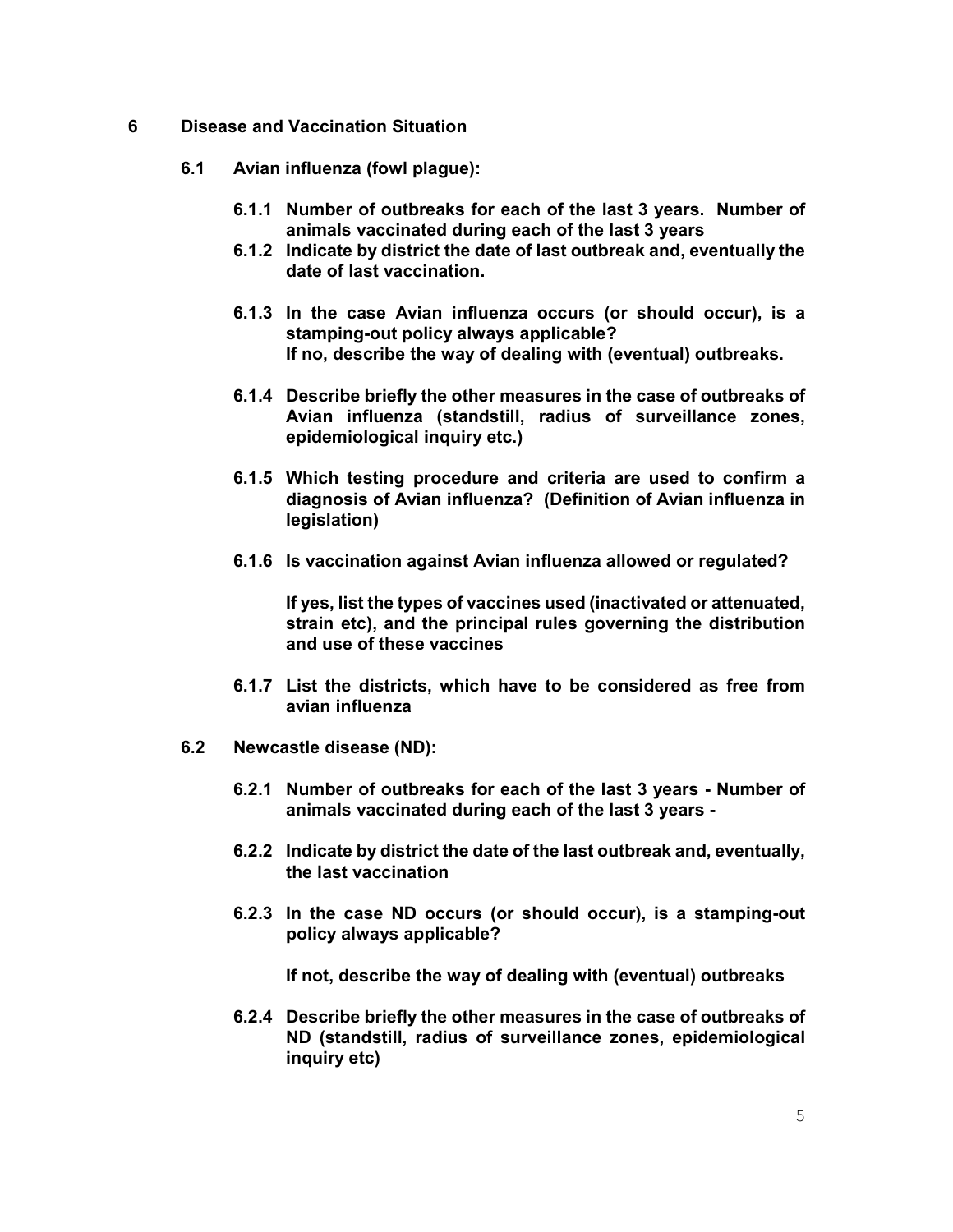## 6 Disease and Vaccination Situation

### 6.1 Avian influenza (fowl plague):

**6.1.1 Number of outbreaks for each of the last 3 years. Number of animals vaccinated during each of the last 3 years**

**6.1.2 Indicate by district the date of last outbreak and, eventually the date of last vaccination.**

**6.1.3 In the case Avian influenza occurs (or should occur), is a stamping-out policy always applicable?**
**If no, describe the way of dealing with (eventual) outbreaks.**

**6.1.4 Describe briefly the other measures in the case of outbreaks of Avian influenza (standstill, radius of surveillance zones, epidemiological inquiry etc.)**

**6.1.5 Which testing procedure and criteria are used to confirm a diagnosis of Avian influenza? (Definition of Avian influenza in legislation)**

**6.1.6 Is vaccination against Avian influenza allowed or regulated?**

**If yes, list the types of vaccines used (inactivated or attenuated, strain etc), and the principal rules governing the distribution and use of these vaccines**

**6.1.7 List the districts, which have to be considered as free from avian influenza**

### 6.2 Newcastle disease (ND):

**6.2.1 Number of outbreaks for each of the last 3 years - Number of animals vaccinated during each of the last 3 years -**

**6.2.2 Indicate by district the date of the last outbreak and, eventually, the last vaccination**

**6.2.3 In the case ND occurs (or should occur), is a stamping-out policy always applicable?**

**If not, describe the way of dealing with (eventual) outbreaks**

**6.2.4 Describe briefly the other measures in the case of outbreaks of ND (standstill, radius of surveillance zones, epidemiological inquiry etc)**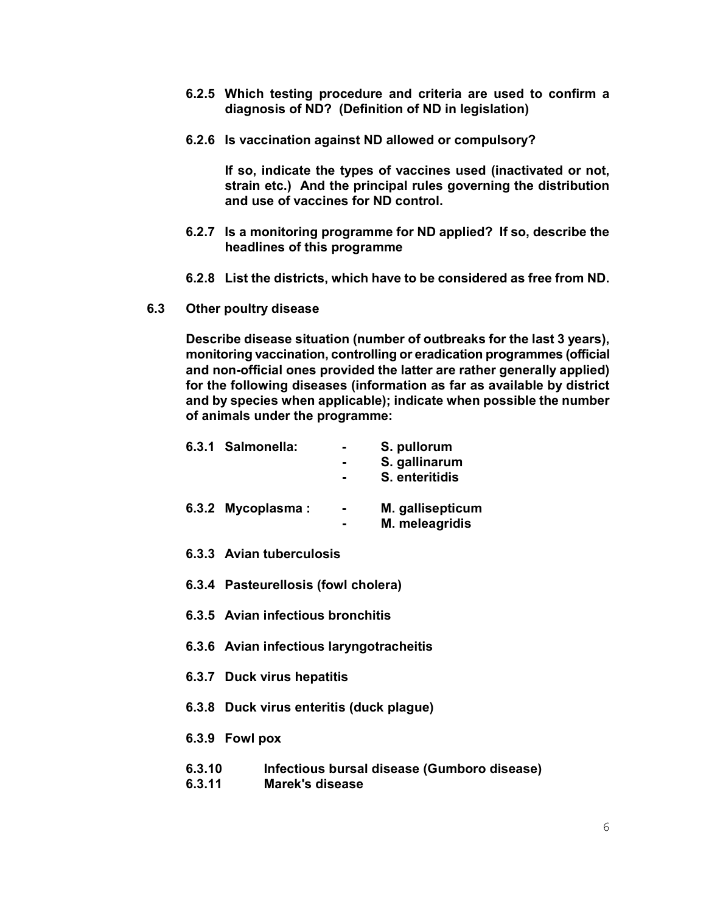**6.2.5 Which testing procedure and criteria are used to confirm a diagnosis of ND? (Definition of ND in legislation)**

**6.2.6 Is vaccination against ND allowed or compulsory?**

**If so, indicate the types of vaccines used (inactivated or not, strain etc.) And the principal rules governing the distribution and use of vaccines for ND control.**

**6.2.7 Is a monitoring programme for ND applied? If so, describe the headlines of this programme**

**6.2.8 List the districts, which have to be considered as free from ND.**

**6.3 Other poultry disease**

**Describe disease situation (number of outbreaks for the last 3 years), monitoring vaccination, controlling or eradication programmes (official and non-official ones provided the latter are rather generally applied) for the following diseases (information as far as available by district and by species when applicable); indicate when possible the number of animals under the programme:**

**6.3.1 Salmonella:**
- **S. pullorum**
- **S. gallinarum**
- **S. enteritidis**

**6.3.2 Mycoplasma :**
- **M. gallisepticum**
- **M. meleagridis**

**6.3.3 Avian tuberculosis**

**6.3.4 Pasteurellosis (fowl cholera)**

**6.3.5 Avian infectious bronchitis**

**6.3.6 Avian infectious laryngotracheitis**

**6.3.7 Duck virus hepatitis**

**6.3.8 Duck virus enteritis (duck plague)**

**6.3.9 Fowl pox**

**6.3.10 Infectious bursal disease (Gumboro disease)**

**6.3.11 Marek's disease**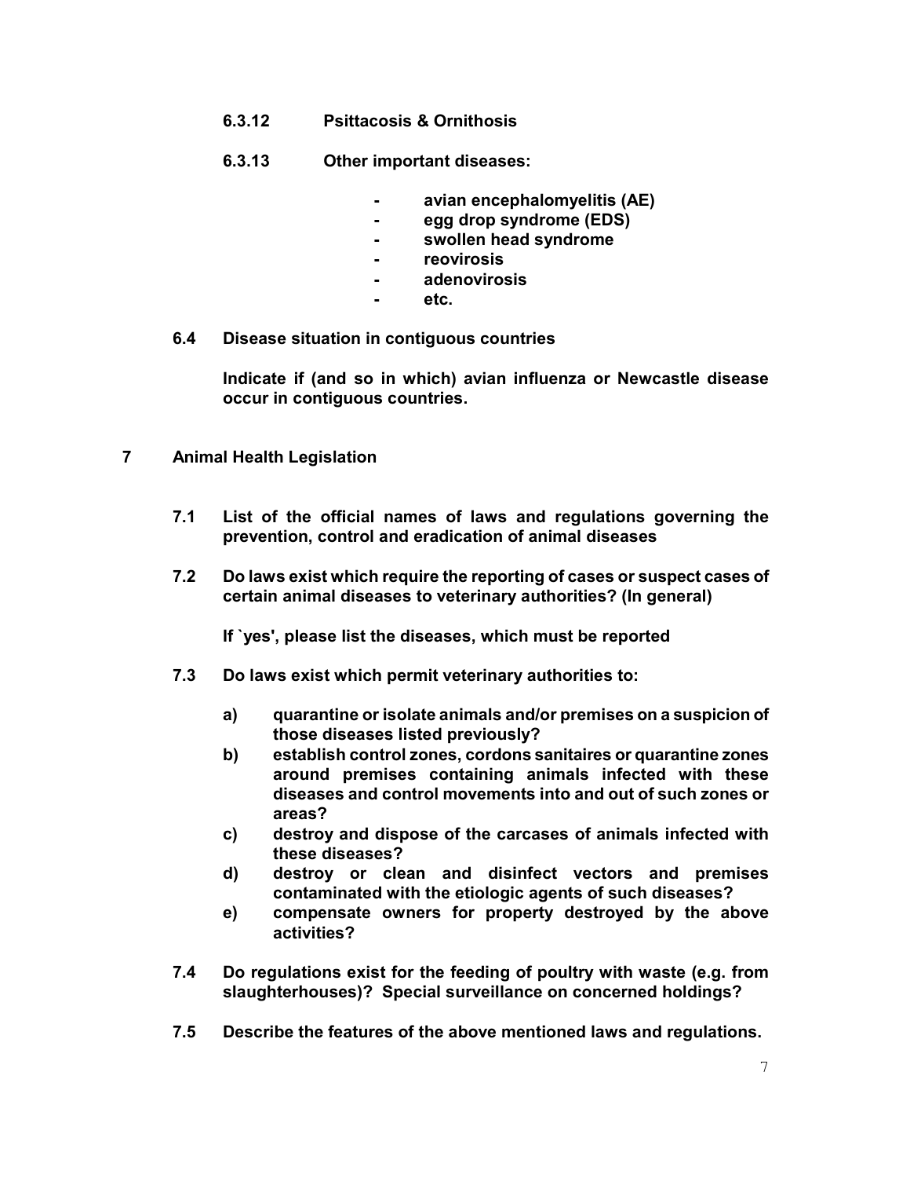**6.3.12 Psittacosis & Ornithosis**

**6.3.13 Other important diseases:**

- **avian encephalomyelitis (AE)**
- **egg drop syndrome (EDS)**
- **swollen head syndrome**
- **reovirosis**
- **adenovirosis**
- **etc.**

**6.4 Disease situation in contiguous countries**

**Indicate if (and so in which) avian influenza or Newcastle disease occur in contiguous countries.**

## 7 Animal Health Legislation

**7.1 List of the official names of laws and regulations governing the prevention, control and eradication of animal diseases**

**7.2 Do laws exist which require the reporting of cases or suspect cases of certain animal diseases to veterinary authorities? (In general)**

**If `yes', please list the diseases, which must be reported**

**7.3 Do laws exist which permit veterinary authorities to:**

**a) quarantine or isolate animals and/or premises on a suspicion of those diseases listed previously?**

**b) establish control zones, cordons sanitaires or quarantine zones around premises containing animals infected with these diseases and control movements into and out of such zones or areas?**

**c) destroy and dispose of the carcases of animals infected with these diseases?**

**d) destroy or clean and disinfect vectors and premises contaminated with the etiologic agents of such diseases?**

**e) compensate owners for property destroyed by the above activities?**

**7.4 Do regulations exist for the feeding of poultry with waste (e.g. from slaughterhouses)? Special surveillance on concerned holdings?**

**7.5 Describe the features of the above mentioned laws and regulations.**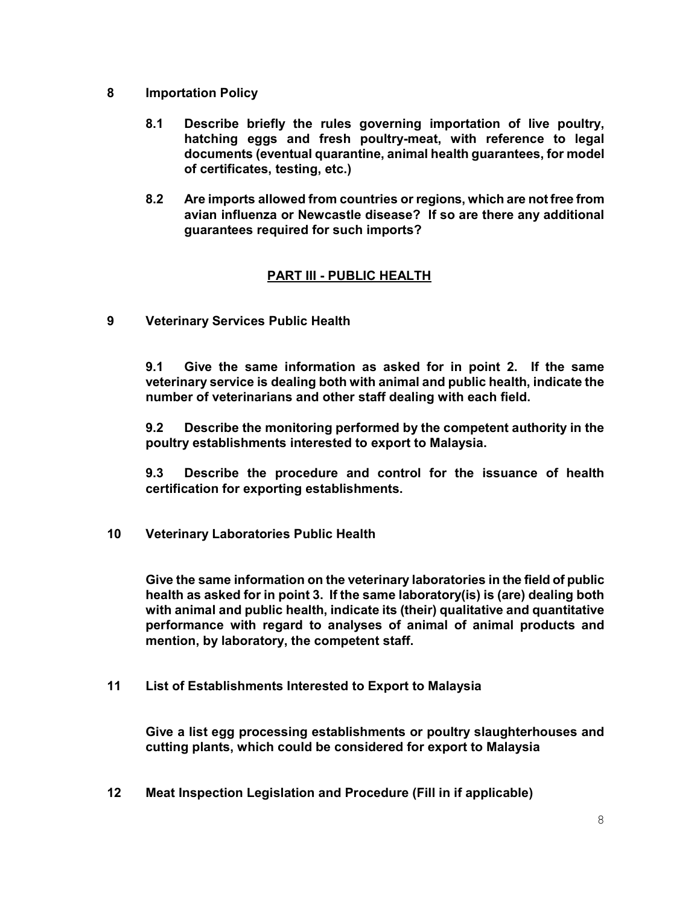## 8 Importation Policy

**8.1 Describe briefly the rules governing importation of live poultry, hatching eggs and fresh poultry-meat, with reference to legal documents (eventual quarantine, animal health guarantees, for model of certificates, testing, etc.)**

**8.2 Are imports allowed from countries or regions, which are not free from avian influenza or Newcastle disease? If so are there any additional guarantees required for such imports?**

## PART III - PUBLIC HEALTH

## 9 Veterinary Services Public Health

**9.1 Give the same information as asked for in point 2. If the same veterinary service is dealing both with animal and public health, indicate the number of veterinarians and other staff dealing with each field.**

**9.2 Describe the monitoring performed by the competent authority in the poultry establishments interested to export to Malaysia.**

**9.3 Describe the procedure and control for the issuance of health certification for exporting establishments.**

## 10 Veterinary Laboratories Public Health

**Give the same information on the veterinary laboratories in the field of public health as asked for in point 3. If the same laboratory(is) is (are) dealing both with animal and public health, indicate its (their) qualitative and quantitative performance with regard to analyses of animal of animal products and mention, by laboratory, the competent staff.**

## 11 List of Establishments Interested to Export to Malaysia

**Give a list egg processing establishments or poultry slaughterhouses and cutting plants, which could be considered for export to Malaysia**

## 12 Meat Inspection Legislation and Procedure (Fill in if applicable)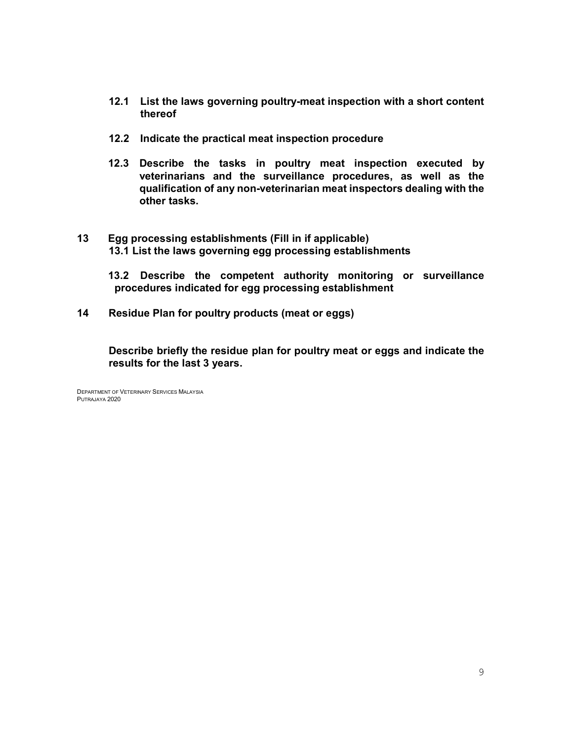**12.1 List the laws governing poultry-meat inspection with a short content thereof**

**12.2 Indicate the practical meat inspection procedure**

**12.3 Describe the tasks in poultry meat inspection executed by veterinarians and the surveillance procedures, as well as the qualification of any non-veterinarian meat inspectors dealing with the other tasks.**

**13 Egg processing establishments (Fill in if applicable)**

**13.1 List the laws governing egg processing establishments**

**13.2 Describe the competent authority monitoring or surveillance procedures indicated for egg processing establishment**

**14 Residue Plan for poultry products (meat or eggs)**

**Describe briefly the residue plan for poultry meat or eggs and indicate the results for the last 3 years.**